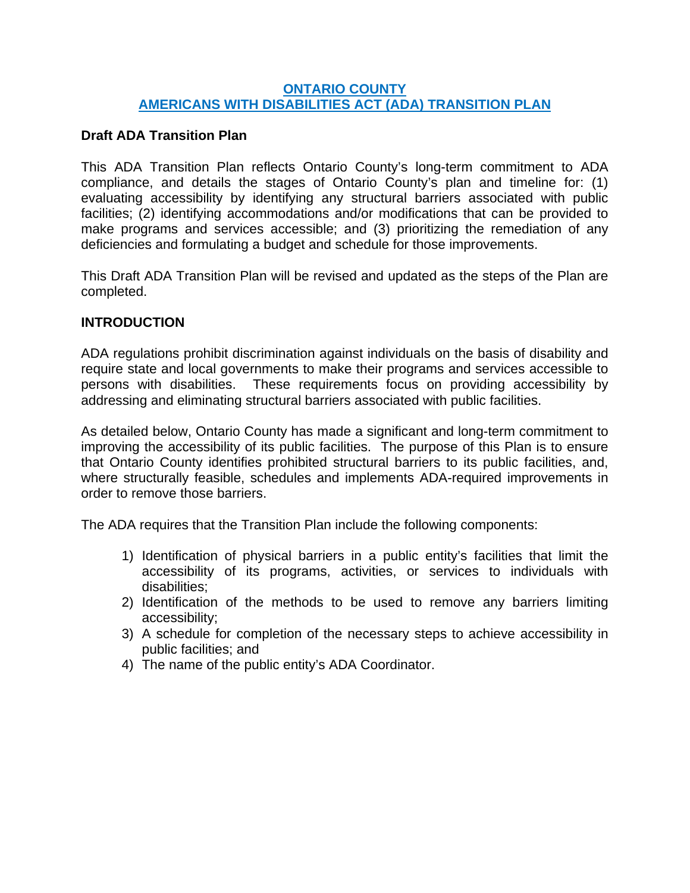# ONTARIO COUNTY
# AMERICANS WITH DISABILITIES ACT (ADA) TRANSITION PLAN

**Draft ADA Transition Plan**

This ADA Transition Plan reflects Ontario County's long-term commitment to ADA compliance, and details the stages of Ontario County's plan and timeline for: (1) evaluating accessibility by identifying any structural barriers associated with public facilities; (2) identifying accommodations and/or modifications that can be provided to make programs and services accessible; and (3) prioritizing the remediation of any deficiencies and formulating a budget and schedule for those improvements.

This Draft ADA Transition Plan will be revised and updated as the steps of the Plan are completed.

## INTRODUCTION

ADA regulations prohibit discrimination against individuals on the basis of disability and require state and local governments to make their programs and services accessible to persons with disabilities. These requirements focus on providing accessibility by addressing and eliminating structural barriers associated with public facilities.

As detailed below, Ontario County has made a significant and long-term commitment to improving the accessibility of its public facilities. The purpose of this Plan is to ensure that Ontario County identifies prohibited structural barriers to its public facilities, and, where structurally feasible, schedules and implements ADA-required improvements in order to remove those barriers.

The ADA requires that the Transition Plan include the following components:

1) Identification of physical barriers in a public entity's facilities that limit the accessibility of its programs, activities, or services to individuals with disabilities;
2) Identification of the methods to be used to remove any barriers limiting accessibility;
3) A schedule for completion of the necessary steps to achieve accessibility in public facilities; and
4) The name of the public entity's ADA Coordinator.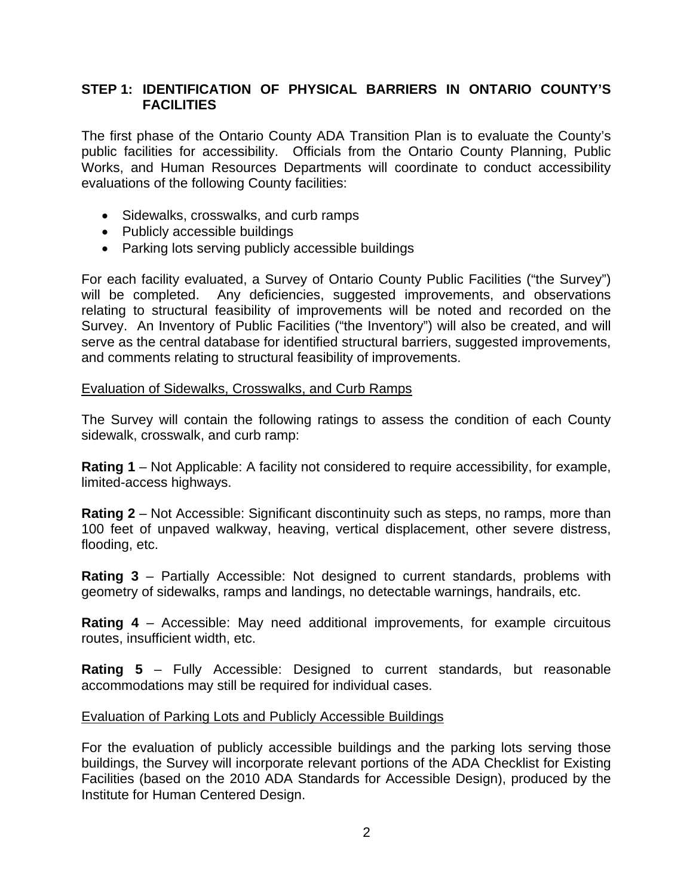## STEP 1: IDENTIFICATION OF PHYSICAL BARRIERS IN ONTARIO COUNTY'S FACILITIES

The first phase of the Ontario County ADA Transition Plan is to evaluate the County's public facilities for accessibility. Officials from the Ontario County Planning, Public Works, and Human Resources Departments will coordinate to conduct accessibility evaluations of the following County facilities:

- Sidewalks, crosswalks, and curb ramps
- Publicly accessible buildings
- Parking lots serving publicly accessible buildings

For each facility evaluated, a Survey of Ontario County Public Facilities ("the Survey") will be completed. Any deficiencies, suggested improvements, and observations relating to structural feasibility of improvements will be noted and recorded on the Survey. An Inventory of Public Facilities ("the Inventory") will also be created, and will serve as the central database for identified structural barriers, suggested improvements, and comments relating to structural feasibility of improvements.

### Evaluation of Sidewalks, Crosswalks, and Curb Ramps

The Survey will contain the following ratings to assess the condition of each County sidewalk, crosswalk, and curb ramp:

**Rating 1** – Not Applicable: A facility not considered to require accessibility, for example, limited-access highways.

**Rating 2** – Not Accessible: Significant discontinuity such as steps, no ramps, more than 100 feet of unpaved walkway, heaving, vertical displacement, other severe distress, flooding, etc.

**Rating 3** – Partially Accessible: Not designed to current standards, problems with geometry of sidewalks, ramps and landings, no detectable warnings, handrails, etc.

**Rating 4** – Accessible: May need additional improvements, for example circuitous routes, insufficient width, etc.

**Rating 5** – Fully Accessible: Designed to current standards, but reasonable accommodations may still be required for individual cases.

### Evaluation of Parking Lots and Publicly Accessible Buildings

For the evaluation of publicly accessible buildings and the parking lots serving those buildings, the Survey will incorporate relevant portions of the ADA Checklist for Existing Facilities (based on the 2010 ADA Standards for Accessible Design), produced by the Institute for Human Centered Design.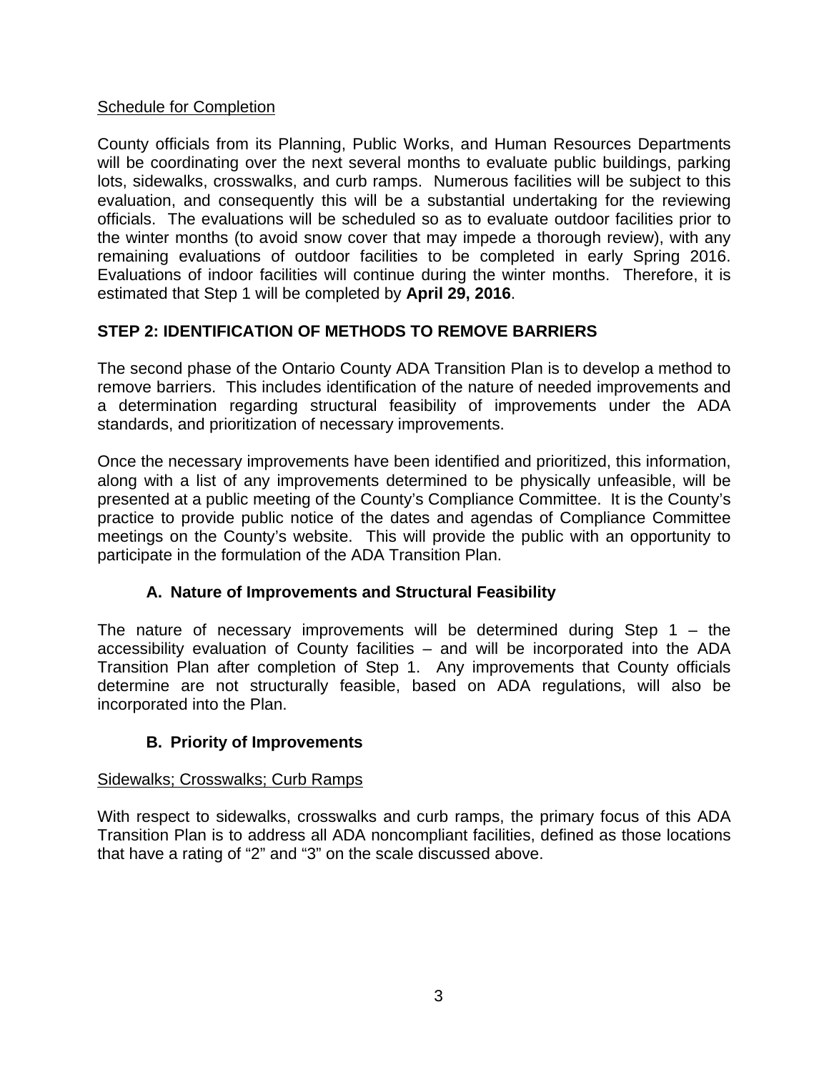Schedule for Completion

County officials from its Planning, Public Works, and Human Resources Departments will be coordinating over the next several months to evaluate public buildings, parking lots, sidewalks, crosswalks, and curb ramps. Numerous facilities will be subject to this evaluation, and consequently this will be a substantial undertaking for the reviewing officials. The evaluations will be scheduled so as to evaluate outdoor facilities prior to the winter months (to avoid snow cover that may impede a thorough review), with any remaining evaluations of outdoor facilities to be completed in early Spring 2016. Evaluations of indoor facilities will continue during the winter months. Therefore, it is estimated that Step 1 will be completed by **April 29, 2016**.

## STEP 2: IDENTIFICATION OF METHODS TO REMOVE BARRIERS

The second phase of the Ontario County ADA Transition Plan is to develop a method to remove barriers. This includes identification of the nature of needed improvements and a determination regarding structural feasibility of improvements under the ADA standards, and prioritization of necessary improvements.

Once the necessary improvements have been identified and prioritized, this information, along with a list of any improvements determined to be physically unfeasible, will be presented at a public meeting of the County's Compliance Committee. It is the County's practice to provide public notice of the dates and agendas of Compliance Committee meetings on the County's website. This will provide the public with an opportunity to participate in the formulation of the ADA Transition Plan.

### A. Nature of Improvements and Structural Feasibility

The nature of necessary improvements will be determined during Step 1 – the accessibility evaluation of County facilities – and will be incorporated into the ADA Transition Plan after completion of Step 1. Any improvements that County officials determine are not structurally feasible, based on ADA regulations, will also be incorporated into the Plan.

### B. Priority of Improvements

Sidewalks; Crosswalks; Curb Ramps

With respect to sidewalks, crosswalks and curb ramps, the primary focus of this ADA Transition Plan is to address all ADA noncompliant facilities, defined as those locations that have a rating of "2" and "3" on the scale discussed above.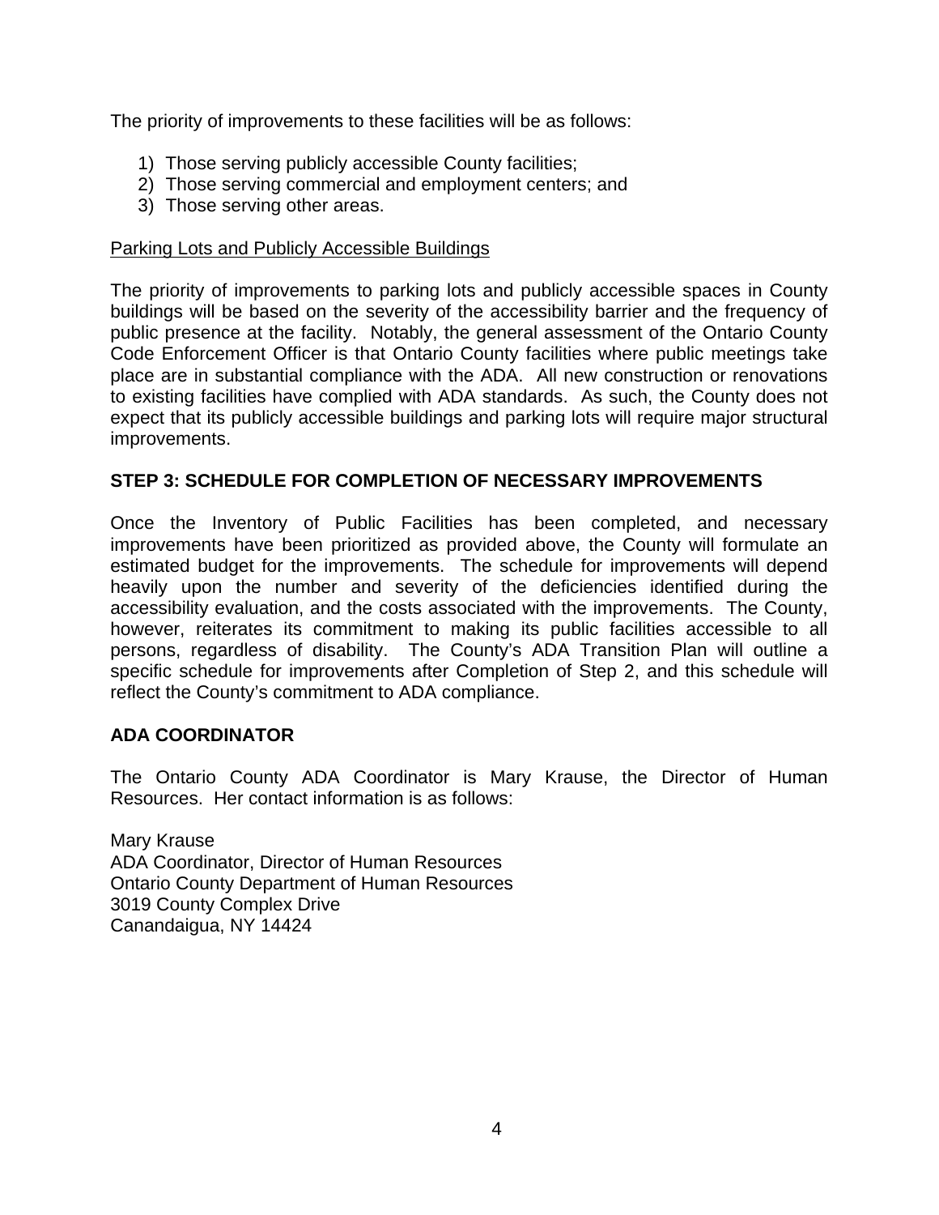The priority of improvements to these facilities will be as follows:

1) Those serving publicly accessible County facilities;
2) Those serving commercial and employment centers; and
3) Those serving other areas.

Parking Lots and Publicly Accessible Buildings

The priority of improvements to parking lots and publicly accessible spaces in County buildings will be based on the severity of the accessibility barrier and the frequency of public presence at the facility. Notably, the general assessment of the Ontario County Code Enforcement Officer is that Ontario County facilities where public meetings take place are in substantial compliance with the ADA. All new construction or renovations to existing facilities have complied with ADA standards. As such, the County does not expect that its publicly accessible buildings and parking lots will require major structural improvements.

## STEP 3: SCHEDULE FOR COMPLETION OF NECESSARY IMPROVEMENTS

Once the Inventory of Public Facilities has been completed, and necessary improvements have been prioritized as provided above, the County will formulate an estimated budget for the improvements. The schedule for improvements will depend heavily upon the number and severity of the deficiencies identified during the accessibility evaluation, and the costs associated with the improvements. The County, however, reiterates its commitment to making its public facilities accessible to all persons, regardless of disability. The County's ADA Transition Plan will outline a specific schedule for improvements after Completion of Step 2, and this schedule will reflect the County's commitment to ADA compliance.

## ADA COORDINATOR

The Ontario County ADA Coordinator is Mary Krause, the Director of Human Resources. Her contact information is as follows:

Mary Krause
ADA Coordinator, Director of Human Resources
Ontario County Department of Human Resources
3019 County Complex Drive
Canandaigua, NY 14424